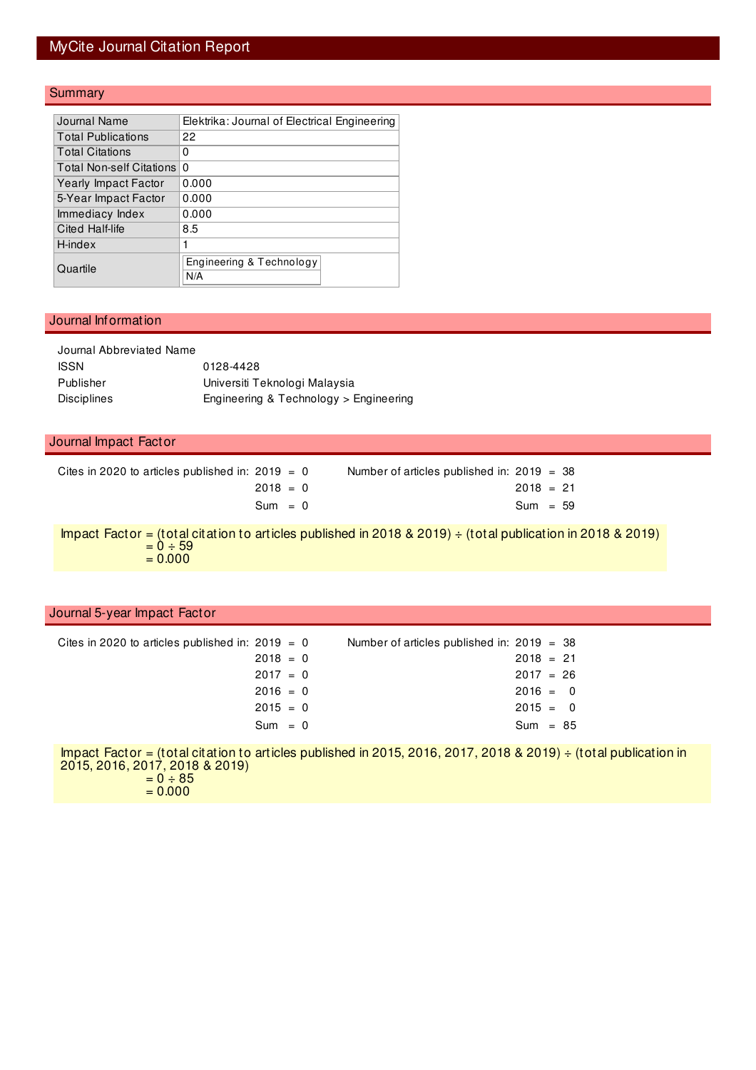# MyCite Journal Citation Report

## Summary

| | |
|---|---|
| Journal Name | Elektrika: Journal of Electrical Engineering |
| Total Publications | 22 |
| Total Citations | 0 |
| Total Non-self Citations | 0 |
| Yearly Impact Factor | 0.000 |
| 5-Year Impact Factor | 0.000 |
| Immediacy Index | 0.000 |
| Cited Half-life | 8.5 |
| H-index | 1 |
| Quartile | Engineering & Technology<br>N/A |

## Journal Information

| | |
|---|---|
| Journal Abbreviated Name | |
| ISSN | 0128-4428 |
| Publisher | Universiti Teknologi Malaysia |
| Disciplines | Engineering & Technology > Engineering |

## Journal Impact Factor

| Cites in 2020 to articles published in: | | Number of articles published in: | |
|---|---|---|---|
| 2019 | 0 | 2019 | 38 |
| 2018 | 0 | 2018 | 21 |
| Sum | 0 | Sum | 59 |

Impact Factor = (total citation to articles published in 2018 & 2019) ÷ (total publication in 2018 & 2019)
= 0 ÷ 59
= 0.000

## Journal 5-year Impact Factor

| Cites in 2020 to articles published in: | | Number of articles published in: | |
|---|---|---|---|
| 2019 | 0 | 2019 | 38 |
| 2018 | 0 | 2018 | 21 |
| 2017 | 0 | 2017 | 26 |
| 2016 | 0 | 2016 | 0 |
| 2015 | 0 | 2015 | 0 |
| Sum | 0 | Sum | 85 |

Impact Factor = (total citation to articles published in 2015, 2016, 2017, 2018 & 2019) ÷ (total publication in 2015, 2016, 2017, 2018 & 2019)
= 0 ÷ 85
= 0.000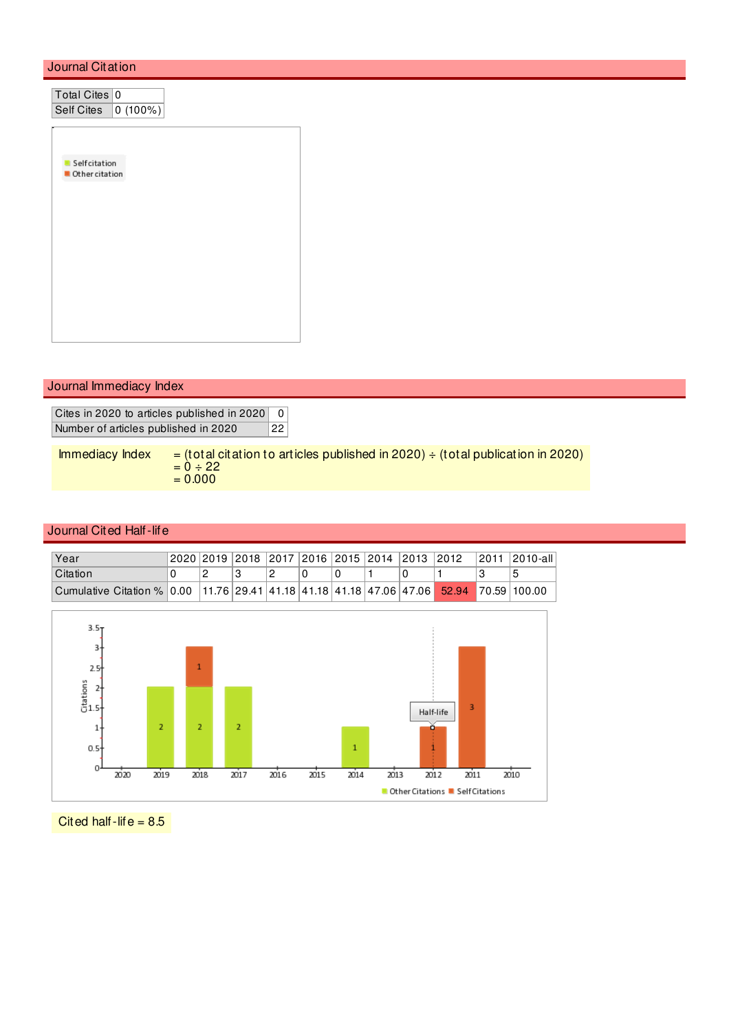## Journal Citation

| Total Cites | 0 |
|---|---|
| Self Cites | 0 (100%) |

## Journal Immediacy Index

| Cites in 2020 to articles published in 2020 | 0 |
|---|---|
| Number of articles published in 2020 | 22 |

Immediacy Index = (total citation to articles published in 2020) ÷ (total publication in 2020)
= 0 ÷ 22
= 0.000

## Journal Cited Half-life

| Year | 2020 | 2019 | 2018 | 2017 | 2016 | 2015 | 2014 | 2013 | 2012 | 2011 | 2010-all |
|---|---|---|---|---|---|---|---|---|---|---|---|
| Citation | 0 | 2 | 3 | 2 | 0 | 0 | 1 | 0 | 1 | 3 | 5 |
| Cumulative Citation % | 0.00 | 11.76 | 29.41 | 41.18 | 41.18 | 41.18 | 47.06 | 47.06 | 52.94 | 70.59 | 100.00 |

Cited half-life = 8.5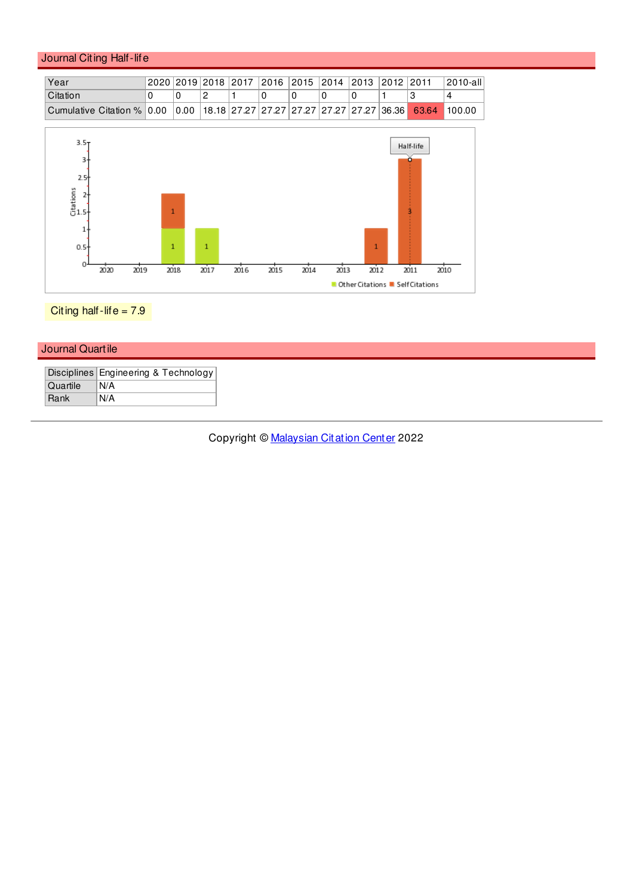## Journal Citing Half-life

| Year | 2020 | 2019 | 2018 | 2017 | 2016 | 2015 | 2014 | 2013 | 2012 | 2011 | 2010-all |
|---|---|---|---|---|---|---|---|---|---|---|---|
| Citation | 0 | 0 | 2 | 1 | 0 | 0 | 0 | 0 | 1 | 3 | 4 |
| Cumulative Citation % | 0.00 | 0.00 | 18.18 | 27.27 | 27.27 | 27.27 | 27.27 | 27.27 | 36.36 | 63.64 | 100.00 |

Citations

3.5
3
2.5
2
1.5
1
0.5
0

2020 2019 2018 2017 2016 2015 2014 2013 2012 2011 2010

1
1
1
1
3

Half-life

Other Citations Self Citations

Citing half-life = 7.9

## Journal Quartile

| | |
|---|---|
| Disciplines | Engineering & Technology |
| Quartile | N/A |
| Rank | N/A |

Copyright © Malaysian Citation Center 2022